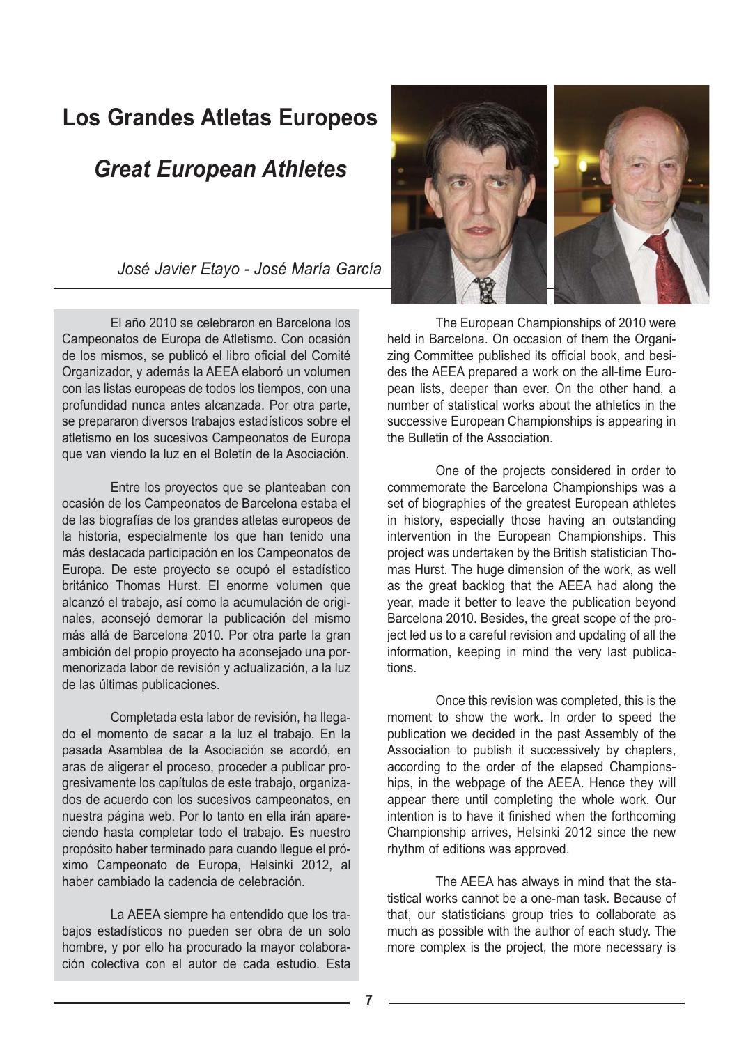# Los Grandes Atletas Europeos

## *Great European Athletes*

*José Javier Etayo - José María García*

El año 2010 se celebraron en Barcelona los Campeonatos de Europa de Atletismo. Con ocasión de los mismos, se publicó el libro oficial del Comité Organizador, y además la AEEA elaboró un volumen con las listas europeas de todos los tiempos, con una profundidad nunca antes alcanzada. Por otra parte, se prepararon diversos trabajos estadísticos sobre el atletismo en los sucesivos Campeonatos de Europa que van viendo la luz en el Boletín de la Asociación.

Entre los proyectos que se planteaban con ocasión de los Campeonatos de Barcelona estaba el de las biografías de los grandes atletas europeos de la historia, especialmente los que han tenido una más destacada participación en los Campeonatos de Europa. De este proyecto se ocupó el estadístico británico Thomas Hurst. El enorme volumen que alcanzó el trabajo, así como la acumulación de originales, aconsejó demorar la publicación del mismo más allá de Barcelona 2010. Por otra parte la gran ambición del propio proyecto ha aconsejado una pormenorizada labor de revisión y actualización, a la luz de las últimas publicaciones.

Completada esta labor de revisión, ha llegado el momento de sacar a la luz el trabajo. En la pasada Asamblea de la Asociación se acordó, en aras de aligerar el proceso, proceder a publicar progresivamente los capítulos de este trabajo, organizados de acuerdo con los sucesivos campeonatos, en nuestra página web. Por lo tanto en ella irán apareciendo hasta completar todo el trabajo. Es nuestro propósito haber terminado para cuando llegue el próximo Campeonato de Europa, Helsinki 2012, al haber cambiado la cadencia de celebración.

La AEEA siempre ha entendido que los trabajos estadísticos no pueden ser obra de un solo hombre, y por ello ha procurado la mayor colaboración colectiva con el autor de cada estudio. Esta

The European Championships of 2010 were held in Barcelona. On occasion of them the Organizing Committee published its official book, and besides the AEEA prepared a work on the all-time European lists, deeper than ever. On the other hand, a number of statistical works about the athletics in the successive European Championships is appearing in the Bulletin of the Association.

One of the projects considered in order to commemorate the Barcelona Championships was a set of biographies of the greatest European athletes in history, especially those having an outstanding intervention in the European Championships. This project was undertaken by the British statistician Thomas Hurst. The huge dimension of the work, as well as the great backlog that the AEEA had along the year, made it better to leave the publication beyond Barcelona 2010. Besides, the great scope of the project led us to a careful revision and updating of all the information, keeping in mind the very last publications.

Once this revision was completed, this is the moment to show the work. In order to speed the publication we decided in the past Assembly of the Association to publish it successively by chapters, according to the order of the elapsed Championships, in the webpage of the AEEA. Hence they will appear there until completing the whole work. Our intention is to have it finished when the forthcoming Championship arrives, Helsinki 2012 since the new rhythm of editions was approved.

The AEEA has always in mind that the statistical works cannot be a one-man task. Because of that, our statisticians group tries to collaborate as much as possible with the author of each study. The more complex is the project, the more necessary is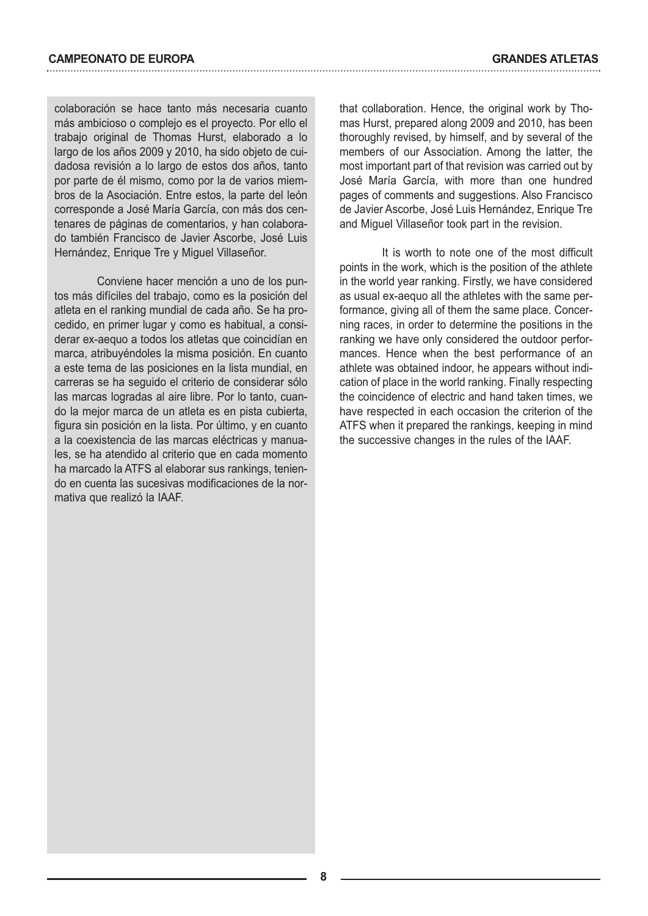colaboración se hace tanto más necesaria cuanto más ambicioso o complejo es el proyecto. Por ello el trabajo original de Thomas Hurst, elaborado a lo largo de los años 2009 y 2010, ha sido objeto de cuidadosa revisión a lo largo de estos dos años, tanto por parte de él mismo, como por la de varios miembros de la Asociación. Entre estos, la parte del león corresponde a José María García, con más dos centenares de páginas de comentarios, y han colaborado también Francisco de Javier Ascorbe, José Luis Hernández, Enrique Tre y Miguel Villaseñor.

Conviene hacer mención a uno de los puntos más difíciles del trabajo, como es la posición del atleta en el ranking mundial de cada año. Se ha procedido, en primer lugar y como es habitual, a considerar ex-aequo a todos los atletas que coincidían en marca, atribuyéndoles la misma posición. En cuanto a este tema de las posiciones en la lista mundial, en carreras se ha seguido el criterio de considerar sólo las marcas logradas al aire libre. Por lo tanto, cuando la mejor marca de un atleta es en pista cubierta, figura sin posición en la lista. Por último, y en cuanto a la coexistencia de las marcas eléctricas y manuales, se ha atendido al criterio que en cada momento ha marcado la ATFS al elaborar sus rankings, teniendo en cuenta las sucesivas modificaciones de la normativa que realizó la IAAF.

that collaboration. Hence, the original work by Thomas Hurst, prepared along 2009 and 2010, has been thoroughly revised, by himself, and by several of the members of our Association. Among the latter, the most important part of that revision was carried out by José María García, with more than one hundred pages of comments and suggestions. Also Francisco de Javier Ascorbe, José Luis Hernández, Enrique Tre and Miguel Villaseñor took part in the revision.

It is worth to note one of the most difficult points in the work, which is the position of the athlete in the world year ranking. Firstly, we have considered as usual ex-aequo all the athletes with the same performance, giving all of them the same place. Concerning races, in order to determine the positions in the ranking we have only considered the outdoor performances. Hence when the best performance of an athlete was obtained indoor, he appears without indication of place in the world ranking. Finally respecting the coincidence of electric and hand taken times, we have respected in each occasion the criterion of the ATFS when it prepared the rankings, keeping in mind the successive changes in the rules of the IAAF.